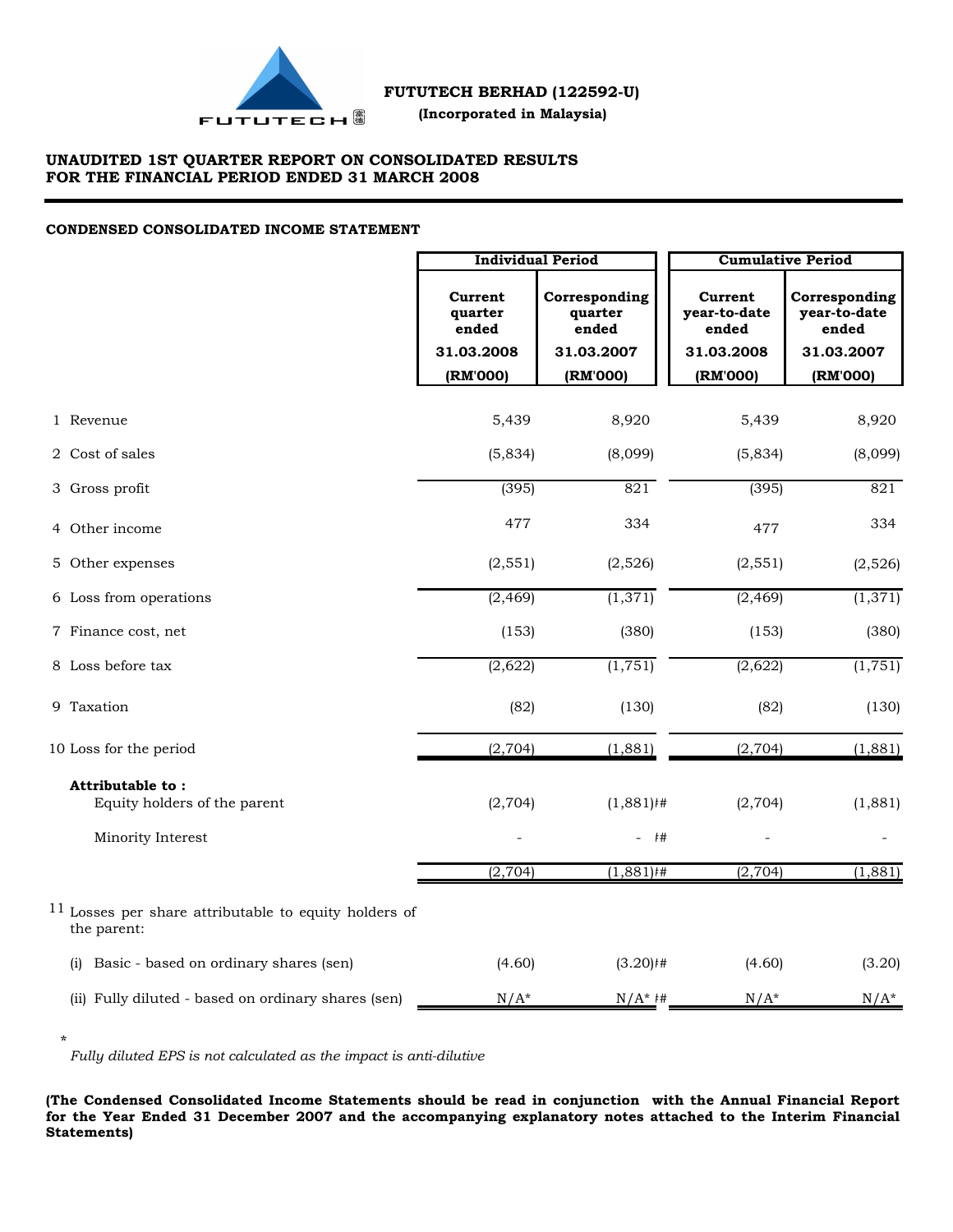**FUTUTECH BERHAD (122592-U)**

**(Incorporated in Malaysia)**

## UNAUDITED 1ST QUARTER REPORT ON CONSOLIDATED RESULTS FOR THE FINANCIAL PERIOD ENDED 31 MARCH 2008

### CONDENSED CONSOLIDATED INCOME STATEMENT

| | Individual Period | | Cumulative Period | |
|---|---|---|---|---|
| | Current quarter ended 31.03.2008 (RM'000) | Corresponding quarter ended 31.03.2007 (RM'000) | Current year-to-date ended 31.03.2008 (RM'000) | Corresponding year-to-date ended 31.03.2007 (RM'000) |
| 1 Revenue | 5,439 | 8,920 | 5,439 | 8,920 |
| 2 Cost of sales | (5,834) | (8,099) | (5,834) | (8,099) |
| 3 Gross profit | (395) | 821 | (395) | 821 |
| 4 Other income | 477 | 334 | 477 | 334 |
| 5 Other expenses | (2,551) | (2,526) | (2,551) | (2,526) |
| 6 Loss from operations | (2,469) | (1,371) | (2,469) | (1,371) |
| 7 Finance cost, net | (153) | (380) | (153) | (380) |
| 8 Loss before tax | (2,622) | (1,751) | (2,622) | (1,751) |
| 9 Taxation | (82) | (130) | (82) | (130) |
| 10 Loss for the period | (2,704) | (1,881) | (2,704) | (1,881) |
| **Attributable to :** | | | | |
| Equity holders of the parent | (2,704) | (1,881)ł# | (2,704) | (1,881) |
| Minority Interest | - | - ł# | - | - |
| | (2,704) | (1,881)ł# | (2,704) | (1,881) |
| 11 Losses per share attributable to equity holders of the parent: | | | | |
| (i) Basic - based on ordinary shares (sen) | (4.60) | (3.20)ł# | (4.60) | (3.20) |
| (ii) Fully diluted - based on ordinary shares (sen) | N/A* | N/A* ł# | N/A* | N/A* |

\* *Fully diluted EPS is not calculated as the impact is anti-dilutive*

**(The Condensed Consolidated Income Statements should be read in conjunction with the Annual Financial Report for the Year Ended 31 December 2007 and the accompanying explanatory notes attached to the Interim Financial Statements)**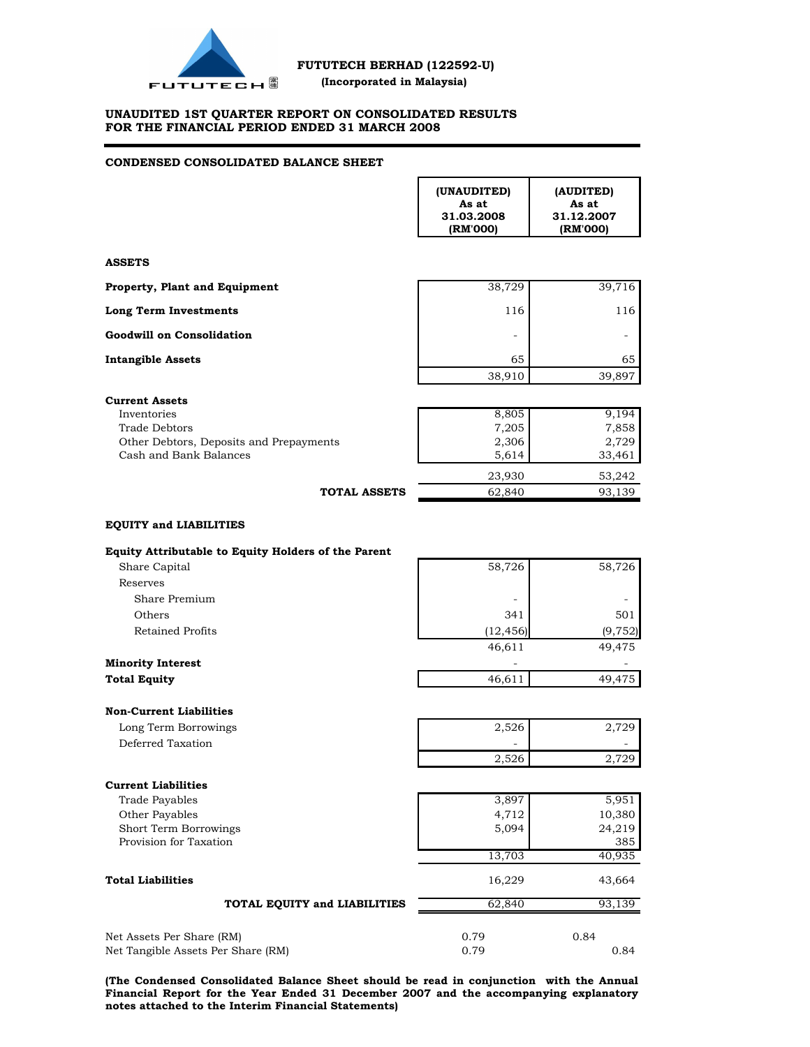**FUTUTECH BERHAD (122592-U)**

**(Incorporated in Malaysia)**

**UNAUDITED 1ST QUARTER REPORT ON CONSOLIDATED RESULTS FOR THE FINANCIAL PERIOD ENDED 31 MARCH 2008**

**CONDENSED CONSOLIDATED BALANCE SHEET**

| | (UNAUDITED) As at 31.03.2008 (RM'000) | (AUDITED) As at 31.12.2007 (RM'000) |
|---|---|---|
| **ASSETS** | | |
| **Property, Plant and Equipment** | 38,729 | 39,716 |
| **Long Term Investments** | 116 | 116 |
| **Goodwill on Consolidation** | - | - |
| **Intangible Assets** | 65 | 65 |
| | 38,910 | 39,897 |
| **Current Assets** | | |
| Inventories | 8,805 | 9,194 |
| Trade Debtors | 7,205 | 7,858 |
| Other Debtors, Deposits and Prepayments | 2,306 | 2,729 |
| Cash and Bank Balances | 5,614 | 33,461 |
| | 23,930 | 53,242 |
| **TOTAL ASSETS** | 62,840 | 93,139 |
| **EQUITY and LIABILITIES** | | |
| **Equity Attributable to Equity Holders of the Parent** | | |
| Share Capital | 58,726 | 58,726 |
| Reserves | | |
| Share Premium | - | - |
| Others | 341 | 501 |
| Retained Profits | (12,456) | (9,752) |
| | 46,611 | 49,475 |
| **Minority Interest** | - | - |
| **Total Equity** | 46,611 | 49,475 |
| **Non-Current Liabilities** | | |
| Long Term Borrowings | 2,526 | 2,729 |
| Deferred Taxation | - | - |
| | 2,526 | 2,729 |
| **Current Liabilities** | | |
| Trade Payables | 3,897 | 5,951 |
| Other Payables | 4,712 | 10,380 |
| Short Term Borrowings | 5,094 | 24,219 |
| Provision for Taxation | | 385 |
| | 13,703 | 40,935 |
| **Total Liabilities** | 16,229 | 43,664 |
| **TOTAL EQUITY and LIABILITIES** | 62,840 | 93,139 |
| Net Assets Per Share (RM) | 0.79 | 0.84 |
| Net Tangible Assets Per Share (RM) | 0.79 | 0.84 |

**(The Condensed Consolidated Balance Sheet should be read in conjunction with the Annual Financial Report for the Year Ended 31 December 2007 and the accompanying explanatory notes attached to the Interim Financial Statements)**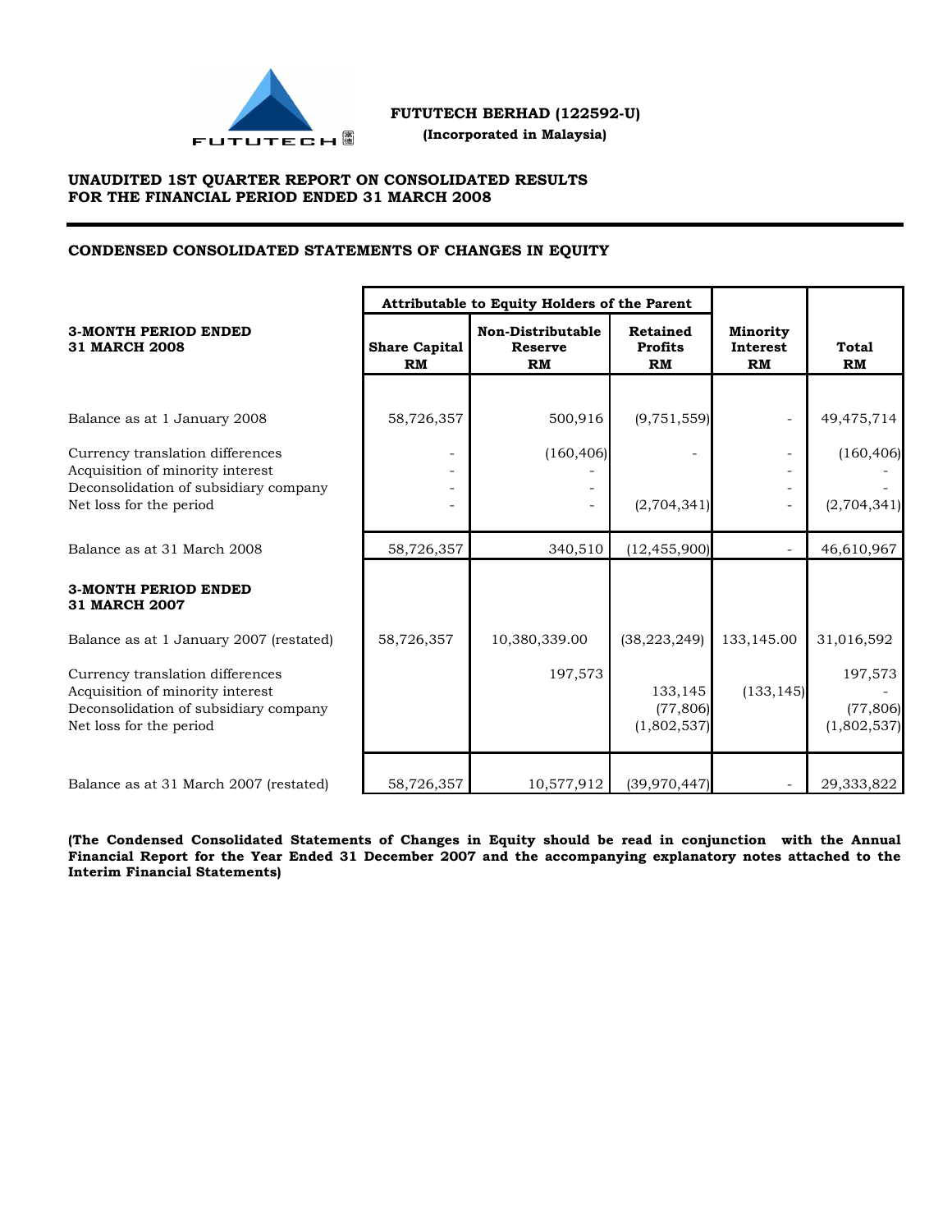**FUTUTECH BERHAD (122592-U)**
**(Incorporated in Malaysia)**

## UNAUDITED 1ST QUARTER REPORT ON CONSOLIDATED RESULTS FOR THE FINANCIAL PERIOD ENDED 31 MARCH 2008

### CONDENSED CONSOLIDATED STATEMENTS OF CHANGES IN EQUITY

| | Attributable to Equity Holders of the Parent | | | | |
|---|---|---|---|---|---|
| **3-MONTH PERIOD ENDED 31 MARCH 2008** | **Share Capital RM** | **Non-Distributable Reserve RM** | **Retained Profits RM** | **Minority Interest RM** | **Total RM** |
| Balance as at 1 January 2008 | 58,726,357 | 500,916 | (9,751,559) | - | 49,475,714 |
| Currency translation differences | - | (160,406) | - | - | (160,406) |
| Acquisition of minority interest | - | - | | - | - |
| Deconsolidation of subsidiary company | - | - | | - | - |
| Net loss for the period | - | - | (2,704,341) | - | (2,704,341) |
| Balance as at 31 March 2008 | 58,726,357 | 340,510 | (12,455,900) | - | 46,610,967 |
| **3-MONTH PERIOD ENDED 31 MARCH 2007** | | | | | |
| Balance as at 1 January 2007 (restated) | 58,726,357 | 10,380,339.00 | (38,223,249) | 133,145.00 | 31,016,592 |
| Currency translation differences | | 197,573 | | | 197,573 |
| Acquisition of minority interest | | | 133,145 | (133,145) | - |
| Deconsolidation of subsidiary company | | | (77,806) | | (77,806) |
| Net loss for the period | | | (1,802,537) | | (1,802,537) |
| Balance as at 31 March 2007 (restated) | 58,726,357 | 10,577,912 | (39,970,447) | - | 29,333,822 |

**(The Condensed Consolidated Statements of Changes in Equity should be read in conjunction with the Annual Financial Report for the Year Ended 31 December 2007 and the accompanying explanatory notes attached to the Interim Financial Statements)**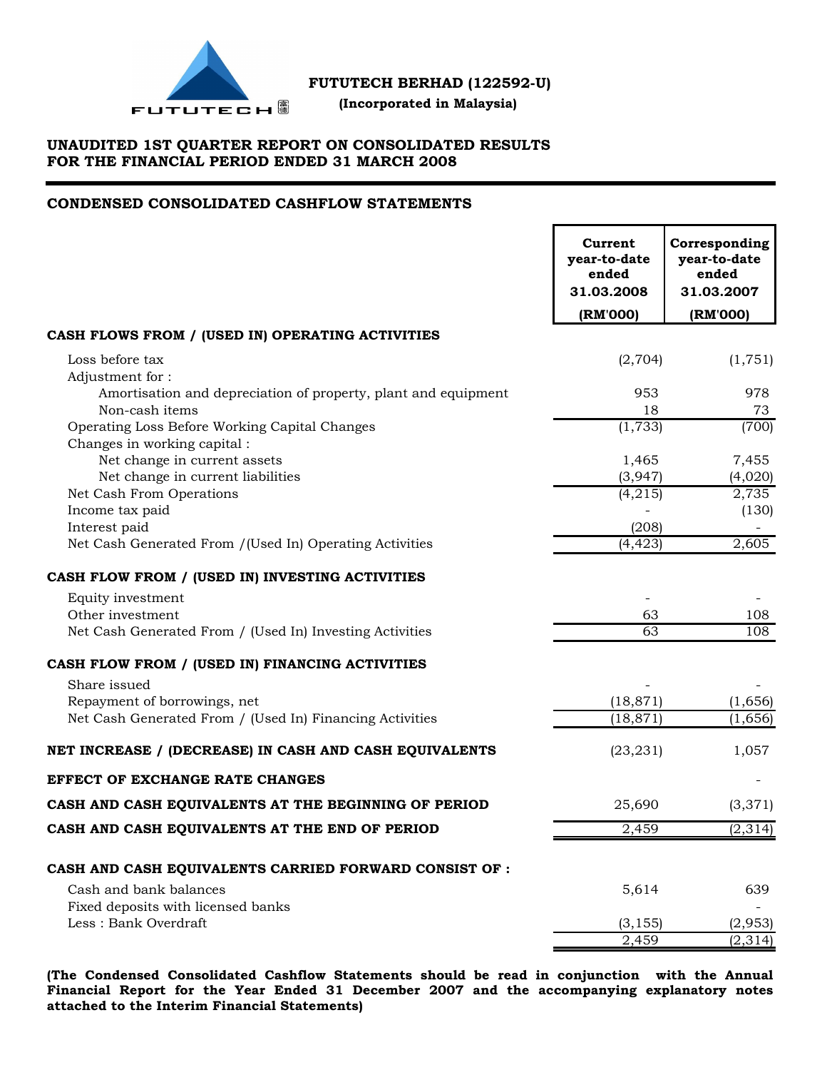**FUTUTECH BERHAD (122592-U)**

**(Incorporated in Malaysia)**

## UNAUDITED 1ST QUARTER REPORT ON CONSOLIDATED RESULTS FOR THE FINANCIAL PERIOD ENDED 31 MARCH 2008

### CONDENSED CONSOLIDATED CASHFLOW STATEMENTS

| | Current year-to-date ended 31.03.2008 (RM'000) | Corresponding year-to-date ended 31.03.2007 (RM'000) |
|---|---|---|
| **CASH FLOWS FROM / (USED IN) OPERATING ACTIVITIES** | | |
| Loss before tax | (2,704) | (1,751) |
| Adjustment for : | | |
| Amortisation and depreciation of property, plant and equipment | 953 | 978 |
| Non-cash items | 18 | 73 |
| Operating Loss Before Working Capital Changes | (1,733) | (700) |
| Changes in working capital : | | |
| Net change in current assets | 1,465 | 7,455 |
| Net change in current liabilities | (3,947) | (4,020) |
| Net Cash From Operations | (4,215) | 2,735 |
| Income tax paid | - | (130) |
| Interest paid | (208) | - |
| Net Cash Generated From /(Used In) Operating Activities | (4,423) | 2,605 |
| **CASH FLOW FROM / (USED IN) INVESTING ACTIVITIES** | | |
| Equity investment | - | - |
| Other investment | 63 | 108 |
| Net Cash Generated From / (Used In) Investing Activities | 63 | 108 |
| **CASH FLOW FROM / (USED IN) FINANCING ACTIVITIES** | | |
| Share issued | - | - |
| Repayment of borrowings, net | (18,871) | (1,656) |
| Net Cash Generated From / (Used In) Financing Activities | (18,871) | (1,656) |
| **NET INCREASE / (DECREASE) IN CASH AND CASH EQUIVALENTS** | (23,231) | 1,057 |
| **EFFECT OF EXCHANGE RATE CHANGES** | | - |
| **CASH AND CASH EQUIVALENTS AT THE BEGINNING OF PERIOD** | 25,690 | (3,371) |
| **CASH AND CASH EQUIVALENTS AT THE END OF PERIOD** | 2,459 | (2,314) |
| **CASH AND CASH EQUIVALENTS CARRIED FORWARD CONSIST OF :** | | |
| Cash and bank balances | 5,614 | 639 |
| Fixed deposits with licensed banks | | - |
| Less : Bank Overdraft | (3,155) | (2,953) |
| | 2,459 | (2,314) |

**(The Condensed Consolidated Cashflow Statements should be read in conjunction with the Annual Financial Report for the Year Ended 31 December 2007 and the accompanying explanatory notes attached to the Interim Financial Statements)**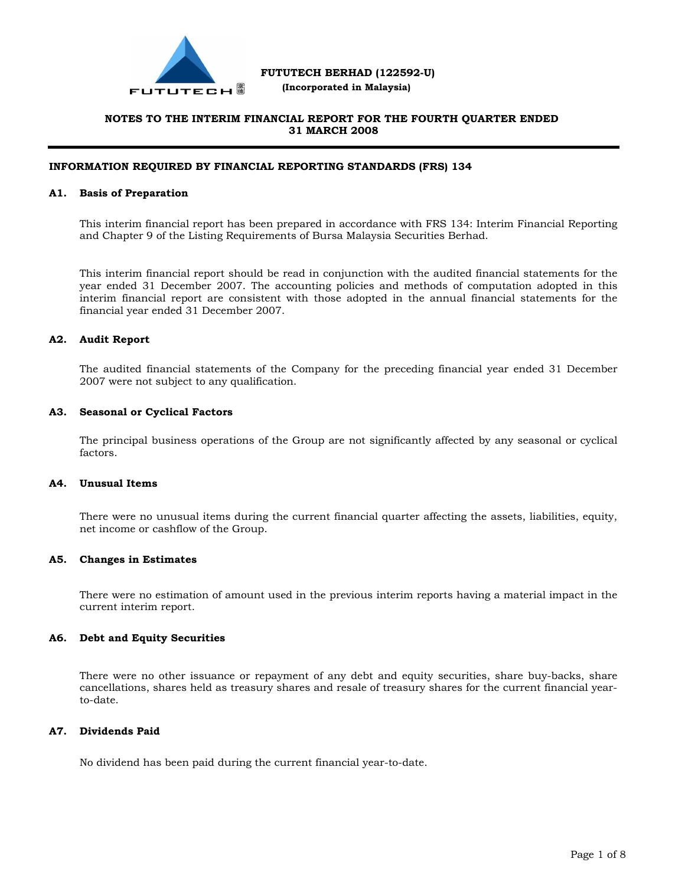**FUTUTECH BERHAD (122592-U)**
**(Incorporated in Malaysia)**

## NOTES TO THE INTERIM FINANCIAL REPORT FOR THE FOURTH QUARTER ENDED 31 MARCH 2008

### INFORMATION REQUIRED BY FINANCIAL REPORTING STANDARDS (FRS) 134

**A1. Basis of Preparation**

This interim financial report has been prepared in accordance with FRS 134: Interim Financial Reporting and Chapter 9 of the Listing Requirements of Bursa Malaysia Securities Berhad.

This interim financial report should be read in conjunction with the audited financial statements for the year ended 31 December 2007. The accounting policies and methods of computation adopted in this interim financial report are consistent with those adopted in the annual financial statements for the financial year ended 31 December 2007.

**A2. Audit Report**

The audited financial statements of the Company for the preceding financial year ended 31 December 2007 were not subject to any qualification.

**A3. Seasonal or Cyclical Factors**

The principal business operations of the Group are not significantly affected by any seasonal or cyclical factors.

**A4. Unusual Items**

There were no unusual items during the current financial quarter affecting the assets, liabilities, equity, net income or cashflow of the Group.

**A5. Changes in Estimates**

There were no estimation of amount used in the previous interim reports having a material impact in the current interim report.

**A6. Debt and Equity Securities**

There were no other issuance or repayment of any debt and equity securities, share buy-backs, share cancellations, shares held as treasury shares and resale of treasury shares for the current financial year-to-date.

**A7. Dividends Paid**

No dividend has been paid during the current financial year-to-date.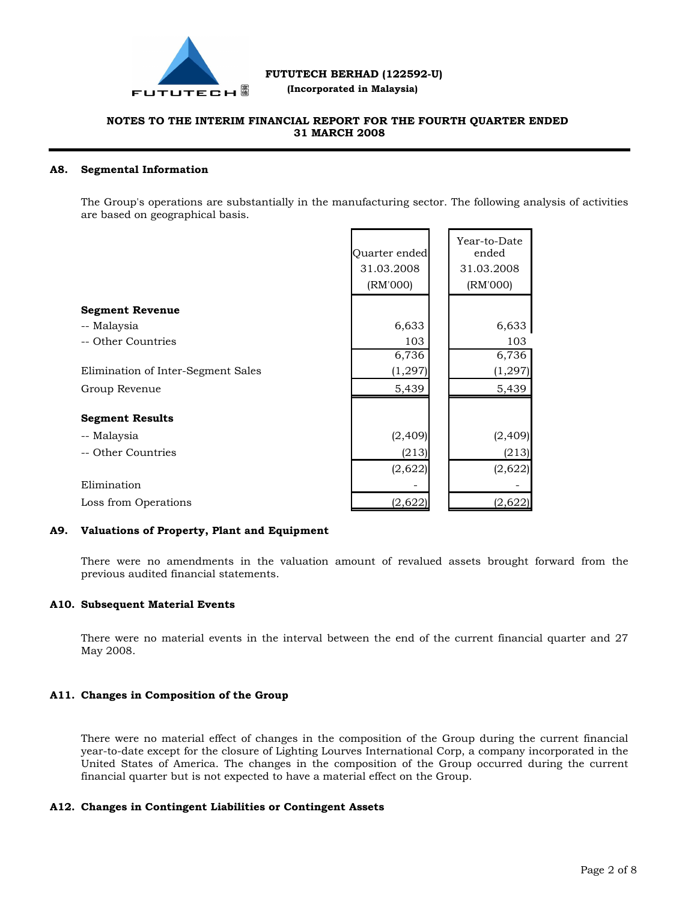**FUTUTECH BERHAD (122592-U)**
**(Incorporated in Malaysia)**

**NOTES TO THE INTERIM FINANCIAL REPORT FOR THE FOURTH QUARTER ENDED 31 MARCH 2008**

## A8. Segmental Information

The Group's operations are substantially in the manufacturing sector. The following analysis of activities are based on geographical basis.

| | Quarter ended 31.03.2008 (RM'000) | Year-to-Date ended 31.03.2008 (RM'000) |
|---|---|---|
| **Segment Revenue** | | |
| -- Malaysia | 6,633 | 6,633 |
| -- Other Countries | 103 | 103 |
| | 6,736 | 6,736 |
| Elimination of Inter-Segment Sales | (1,297) | (1,297) |
| Group Revenue | 5,439 | 5,439 |
| **Segment Results** | | |
| -- Malaysia | (2,409) | (2,409) |
| -- Other Countries | (213) | (213) |
| | (2,622) | (2,622) |
| Elimination | - | - |
| Loss from Operations | (2,622) | (2,622) |

## A9. Valuations of Property, Plant and Equipment

There were no amendments in the valuation amount of revalued assets brought forward from the previous audited financial statements.

## A10. Subsequent Material Events

There were no material events in the interval between the end of the current financial quarter and 27 May 2008.

## A11. Changes in Composition of the Group

There were no material effect of changes in the composition of the Group during the current financial year-to-date except for the closure of Lighting Lourves International Corp, a company incorporated in the United States of America. The changes in the composition of the Group occurred during the current financial quarter but is not expected to have a material effect on the Group.

## A12. Changes in Contingent Liabilities or Contingent Assets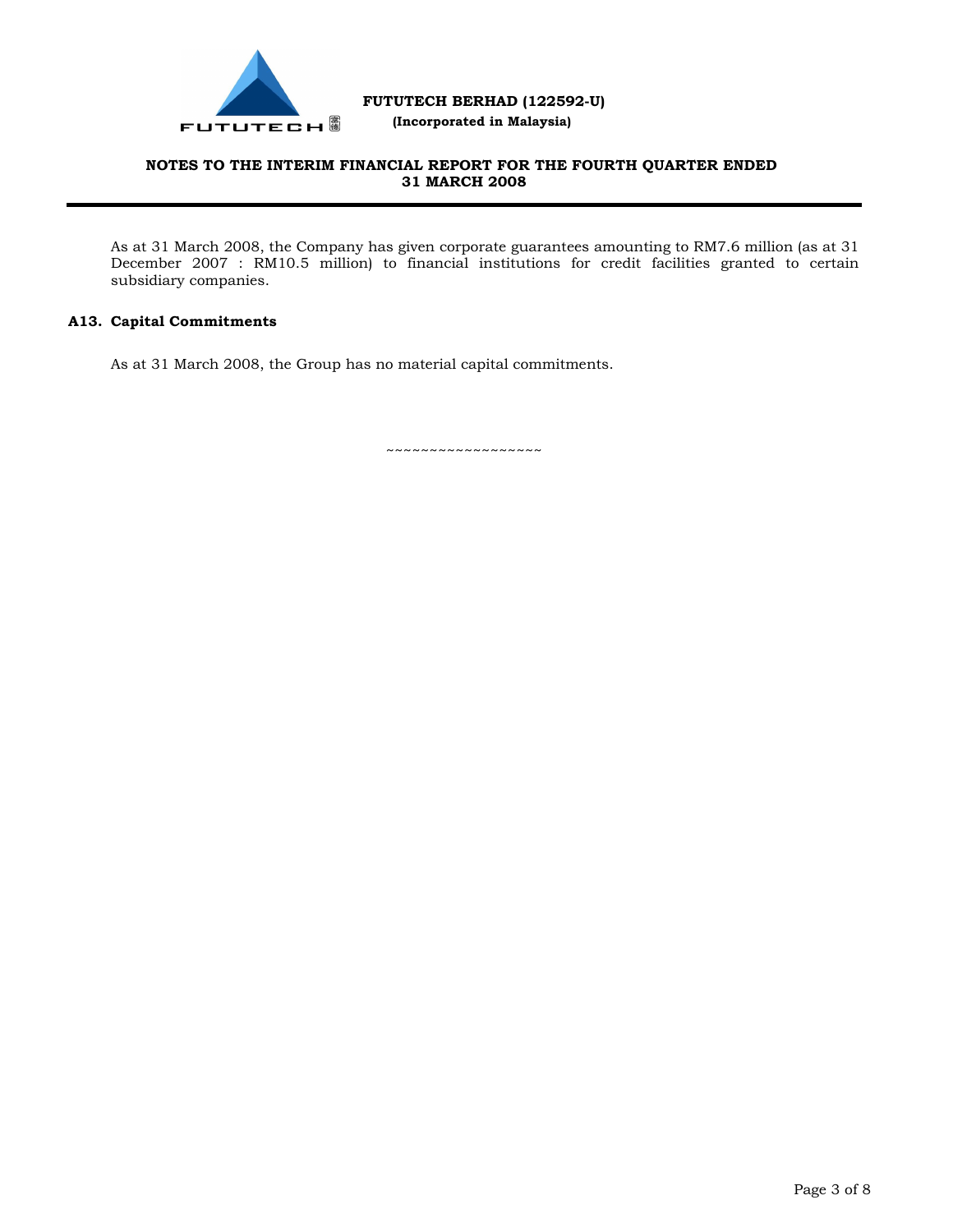As at 31 March 2008, the Company has given corporate guarantees amounting to RM7.6 million (as at 31 December 2007 : RM10.5 million) to financial institutions for credit facilities granted to certain subsidiary companies.

**A13. Capital Commitments**

As at 31 March 2008, the Group has no material capital commitments.

~~~~~~~~~~~~~~~~~~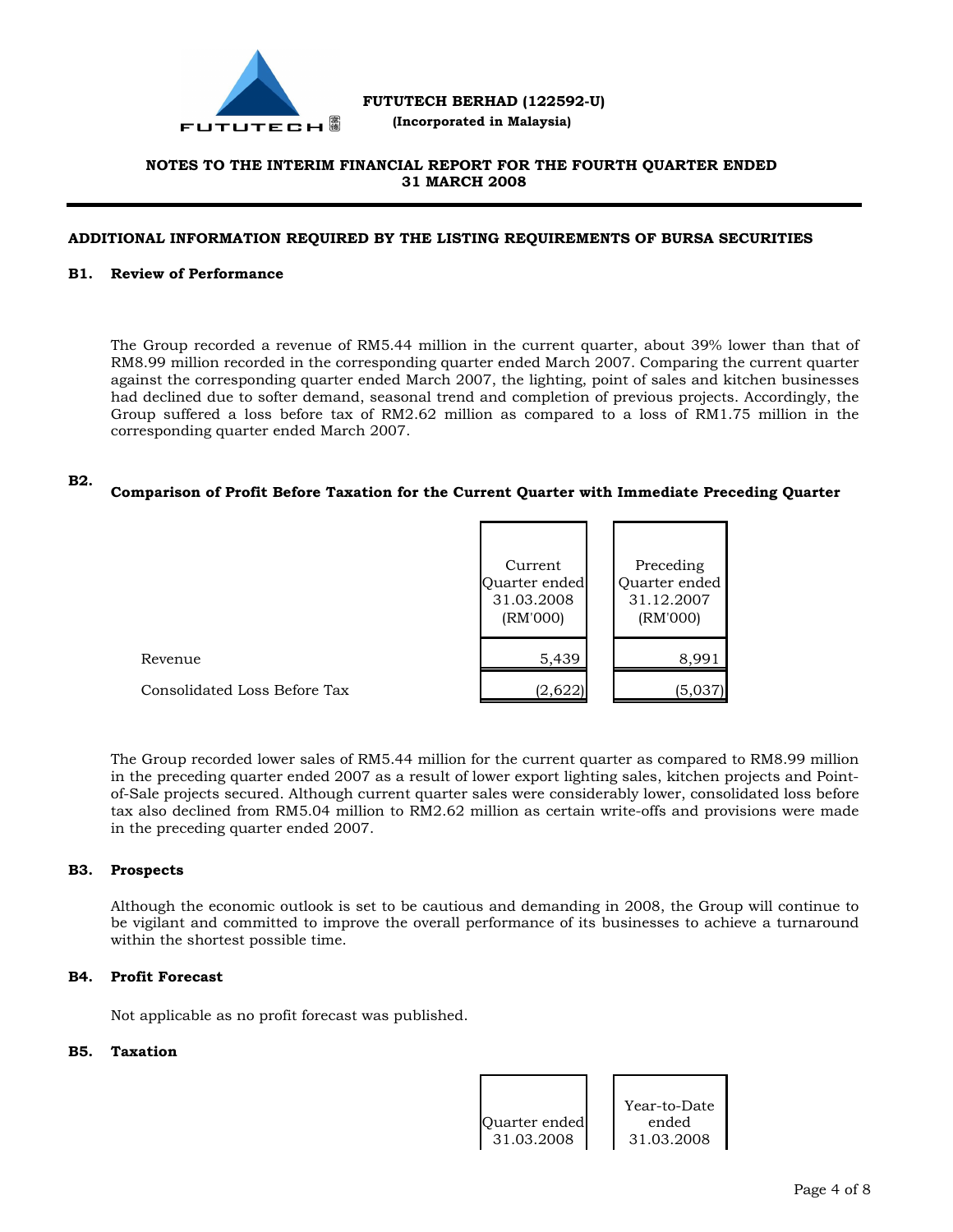**FUTUTECH BERHAD (122592-U)**
**(Incorporated in Malaysia)**

**NOTES TO THE INTERIM FINANCIAL REPORT FOR THE FOURTH QUARTER ENDED 31 MARCH 2008**

## ADDITIONAL INFORMATION REQUIRED BY THE LISTING REQUIREMENTS OF BURSA SECURITIES

### B1. Review of Performance

The Group recorded a revenue of RM5.44 million in the current quarter, about 39% lower than that of RM8.99 million recorded in the corresponding quarter ended March 2007. Comparing the current quarter against the corresponding quarter ended March 2007, the lighting, point of sales and kitchen businesses had declined due to softer demand, seasonal trend and completion of previous projects. Accordingly, the Group suffered a loss before tax of RM2.62 million as compared to a loss of RM1.75 million in the corresponding quarter ended March 2007.

### B2. Comparison of Profit Before Taxation for the Current Quarter with Immediate Preceding Quarter

| | Current Quarter ended 31.03.2008 (RM'000) | Preceding Quarter ended 31.12.2007 (RM'000) |
|---|---|---|
| Revenue | 5,439 | 8,991 |
| Consolidated Loss Before Tax | (2,622) | (5,037) |

The Group recorded lower sales of RM5.44 million for the current quarter as compared to RM8.99 million in the preceding quarter ended 2007 as a result of lower export lighting sales, kitchen projects and Point-of-Sale projects secured. Although current quarter sales were considerably lower, consolidated loss before tax also declined from RM5.04 million to RM2.62 million as certain write-offs and provisions were made in the preceding quarter ended 2007.

### B3. Prospects

Although the economic outlook is set to be cautious and demanding in 2008, the Group will continue to be vigilant and committed to improve the overall performance of its businesses to achieve a turnaround within the shortest possible time.

### B4. Profit Forecast

Not applicable as no profit forecast was published.

### B5. Taxation

| | Quarter ended 31.03.2008 | Year-to-Date ended 31.03.2008 |
|---|---|---|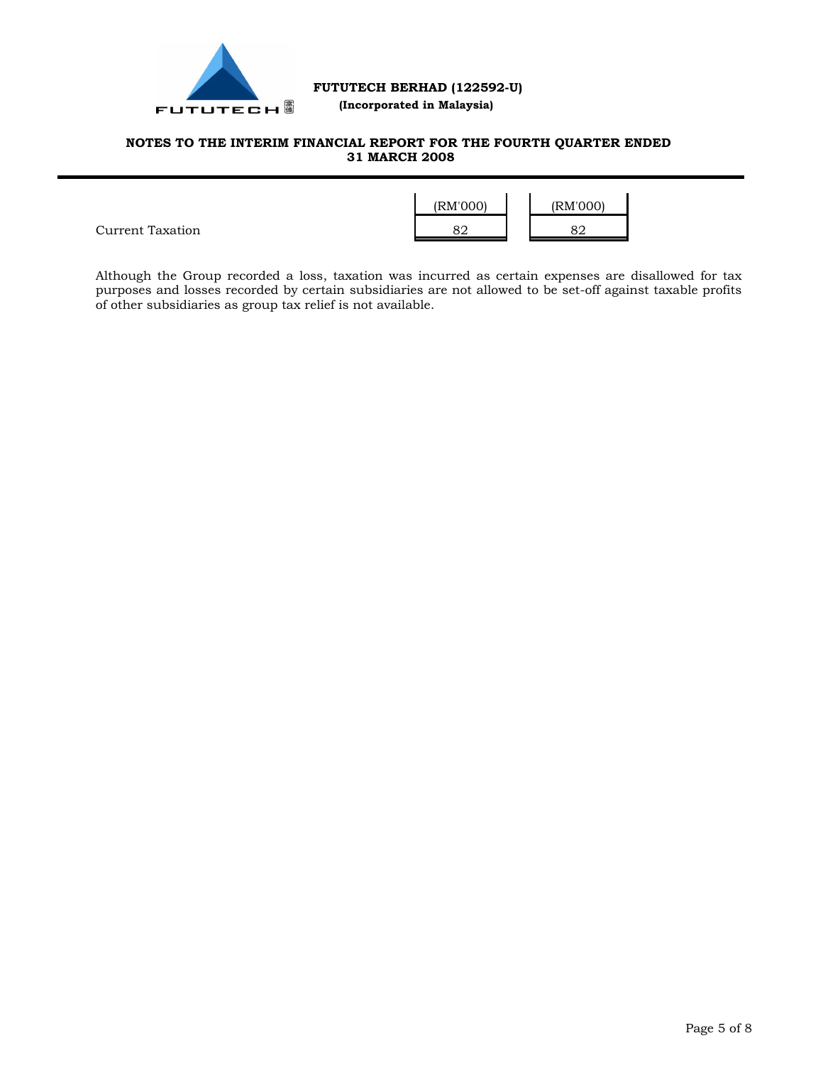| | (RM'000) | (RM'000) |
|---|---|---|
| Current Taxation | 82 | 82 |

Although the Group recorded a loss, taxation was incurred as certain expenses are disallowed for tax purposes and losses recorded by certain subsidiaries are not allowed to be set-off against taxable profits of other subsidiaries as group tax relief is not available.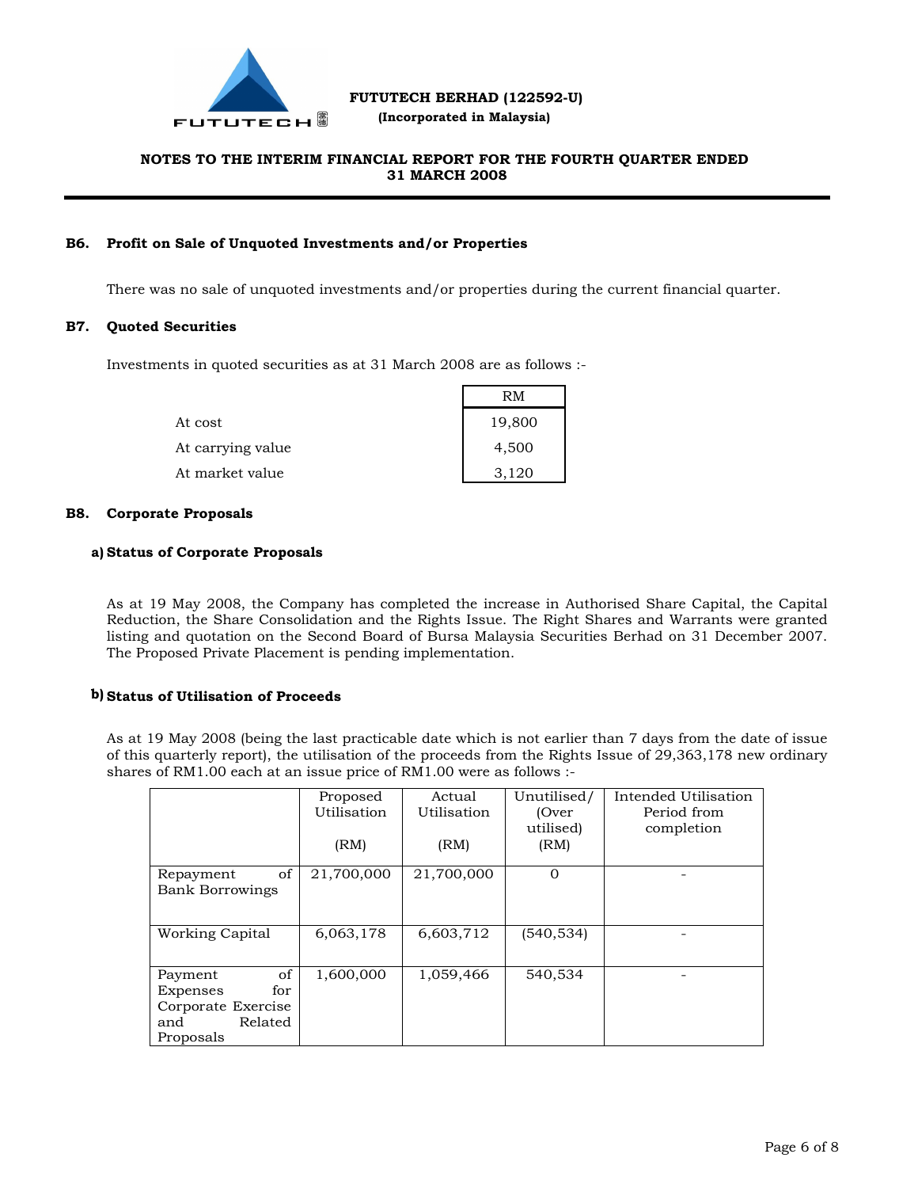FUTUTECH BERHAD (122592-U)
(Incorporated in Malaysia)

**NOTES TO THE INTERIM FINANCIAL REPORT FOR THE FOURTH QUARTER ENDED 31 MARCH 2008**

**B6. Profit on Sale of Unquoted Investments and/or Properties**

There was no sale of unquoted investments and/or properties during the current financial quarter.

**B7. Quoted Securities**

Investments in quoted securities as at 31 March 2008 are as follows :-

| | RM |
|---|---|
| At cost | 19,800 |
| At carrying value | 4,500 |
| At market value | 3,120 |

**B8. Corporate Proposals**

**a) Status of Corporate Proposals**

As at 19 May 2008, the Company has completed the increase in Authorised Share Capital, the Capital Reduction, the Share Consolidation and the Rights Issue. The Right Shares and Warrants were granted listing and quotation on the Second Board of Bursa Malaysia Securities Berhad on 31 December 2007. The Proposed Private Placement is pending implementation.

**b) Status of Utilisation of Proceeds**

As at 19 May 2008 (being the last practicable date which is not earlier than 7 days from the date of issue of this quarterly report), the utilisation of the proceeds from the Rights Issue of 29,363,178 new ordinary shares of RM1.00 each at an issue price of RM1.00 were as follows :-

| | Proposed Utilisation (RM) | Actual Utilisation (RM) | Unutilised/ (Over utilised) (RM) | Intended Utilisation Period from completion |
|---|---|---|---|---|
| Repayment of Bank Borrowings | 21,700,000 | 21,700,000 | 0 | - |
| Working Capital | 6,063,178 | 6,603,712 | (540,534) | - |
| Payment of Expenses for Corporate Exercise and Related Proposals | 1,600,000 | 1,059,466 | 540,534 | - |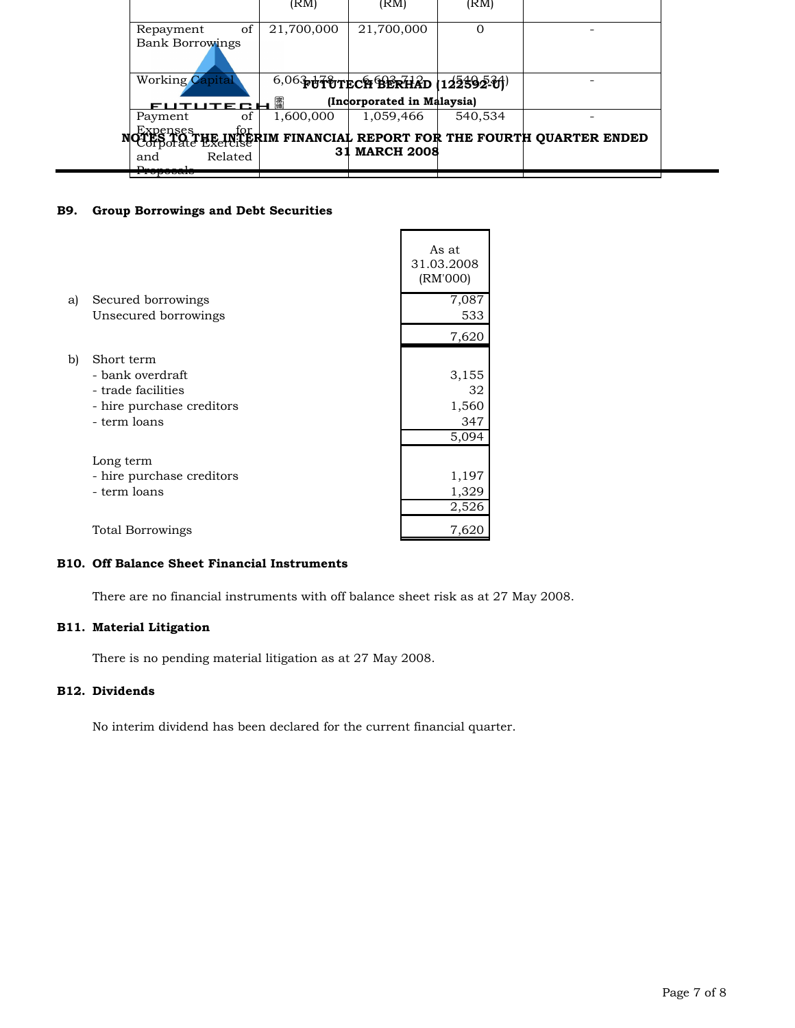| | (RM) | (RM) | (RM) | |
|---|---|---|---|---|
| Repayment of Bank Borrowings | 21,700,000 | 21,700,000 | 0 | - |
| Working Capital | 6,063,178 | 6,603,712 | (540,534) | - |
| Payment of Expenses for Corporate Exercise and Related Proposals | 1,600,000 | 1,059,466 | 540,534 | - |

### B9. Group Borrowings and Debt Securities

| | | As at 31.03.2008 (RM'000) |
|---|---|---|
| a) | Secured borrowings | 7,087 |
| | Unsecured borrowings | 533 |
| | | 7,620 |
| b) | Short term | |
| | - bank overdraft | 3,155 |
| | - trade facilities | 32 |
| | - hire purchase creditors | 1,560 |
| | - term loans | 347 |
| | | 5,094 |
| | Long term | |
| | - hire purchase creditors | 1,197 |
| | - term loans | 1,329 |
| | | 2,526 |
| | Total Borrowings | 7,620 |

### B10. Off Balance Sheet Financial Instruments

There are no financial instruments with off balance sheet risk as at 27 May 2008.

### B11. Material Litigation

There is no pending material litigation as at 27 May 2008.

### B12. Dividends

No interim dividend has been declared for the current financial quarter.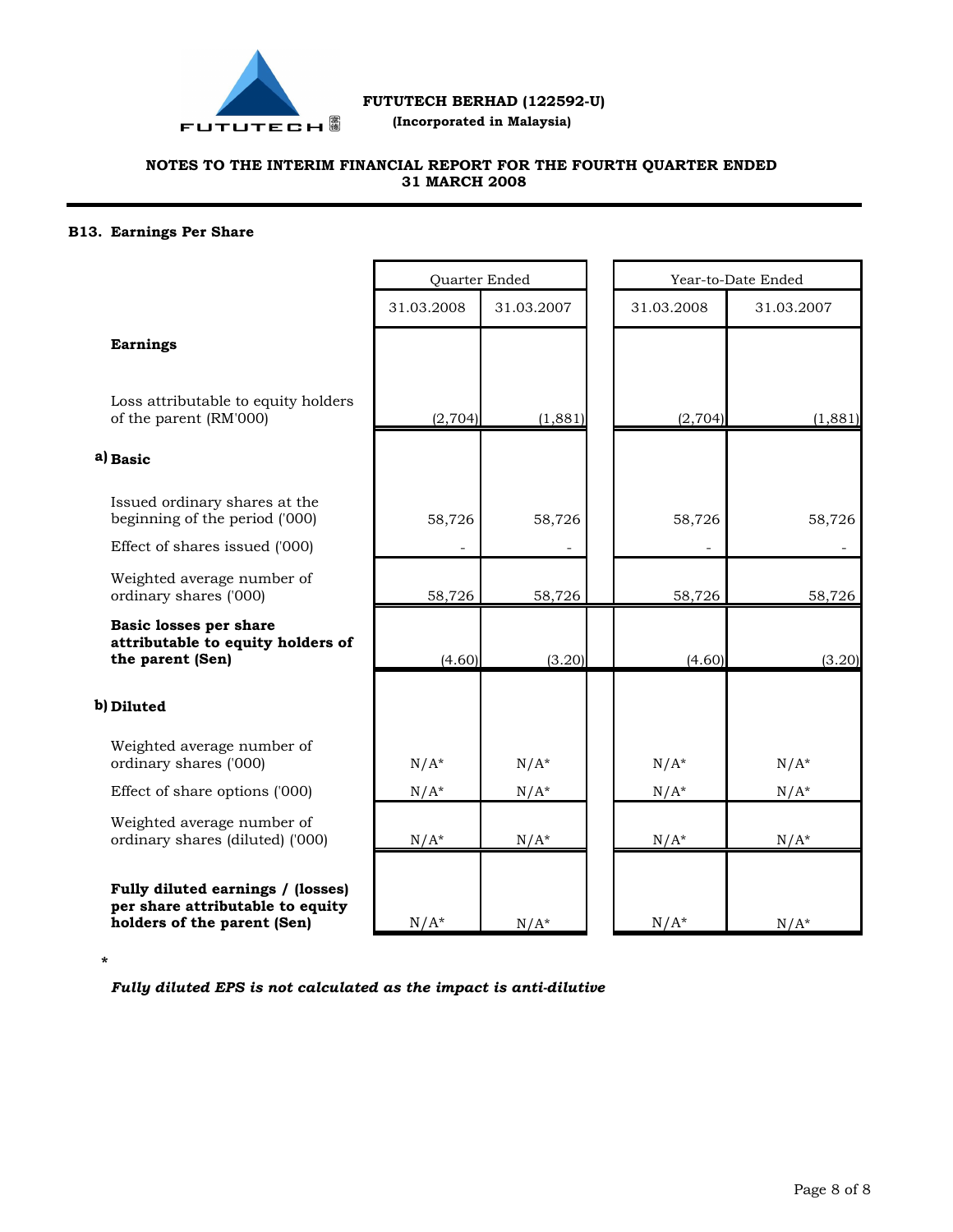**FUTUTECH BERHAD (122592-U)**
**(Incorporated in Malaysia)**

**NOTES TO THE INTERIM FINANCIAL REPORT FOR THE FOURTH QUARTER ENDED 31 MARCH 2008**

### B13. Earnings Per Share

| | Quarter Ended | | Year-to-Date Ended | |
|---|---|---|---|---|
| | 31.03.2008 | 31.03.2007 | 31.03.2008 | 31.03.2007 |
| **Earnings** | | | | |
| Loss attributable to equity holders of the parent (RM'000) | (2,704) | (1,881) | (2,704) | (1,881) |
| **a) Basic** | | | | |
| Issued ordinary shares at the beginning of the period ('000) | 58,726 | 58,726 | 58,726 | 58,726 |
| Effect of shares issued ('000) | - | - | - | - |
| Weighted average number of ordinary shares ('000) | 58,726 | 58,726 | 58,726 | 58,726 |
| **Basic losses per share attributable to equity holders of the parent (Sen)** | (4.60) | (3.20) | (4.60) | (3.20) |
| **b) Diluted** | | | | |
| Weighted average number of ordinary shares ('000) | N/A* | N/A* | N/A* | N/A* |
| Effect of share options ('000) | N/A* | N/A* | N/A* | N/A* |
| Weighted average number of ordinary shares (diluted) ('000) | N/A* | N/A* | N/A* | N/A* |
| **Fully diluted earnings / (losses) per share attributable to equity holders of the parent (Sen)** | N/A* | N/A* | N/A* | N/A* |

\* *Fully diluted EPS is not calculated as the impact is anti-dilutive*